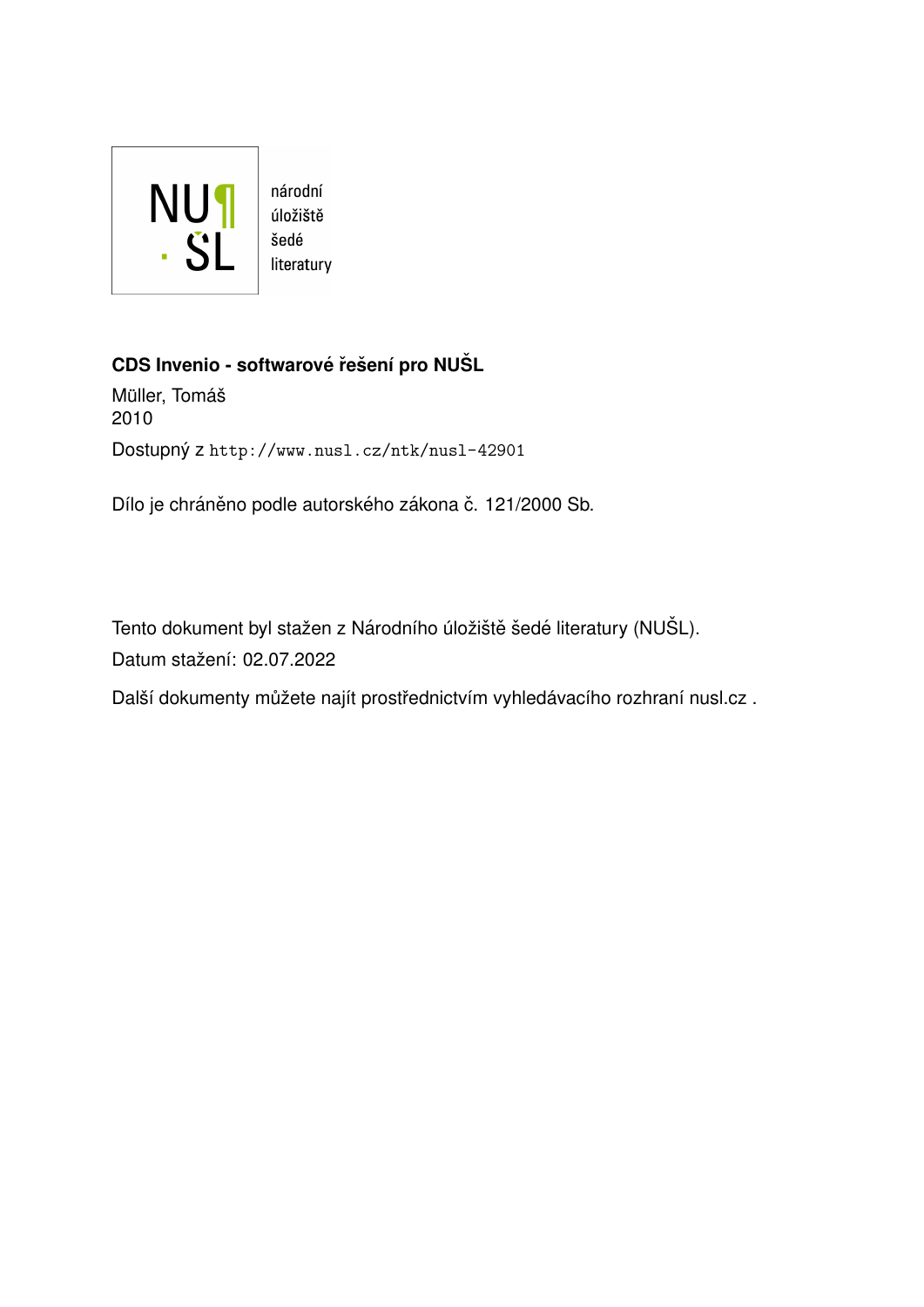národní
úložiště
šedé
literatury

**CDS Invenio - softwarové řešení pro NUŠL**

Müller, Tomáš
2010

Dostupný z http://www.nusl.cz/ntk/nusl-42901

Dílo je chráněno podle autorského zákona č. 121/2000 Sb.

Tento dokument byl stažen z Národního úložiště šedé literatury (NUŠL).
Datum stažení: 02.07.2022

Další dokumenty můžete najít prostřednictvím vyhledávacího rozhraní nusl.cz .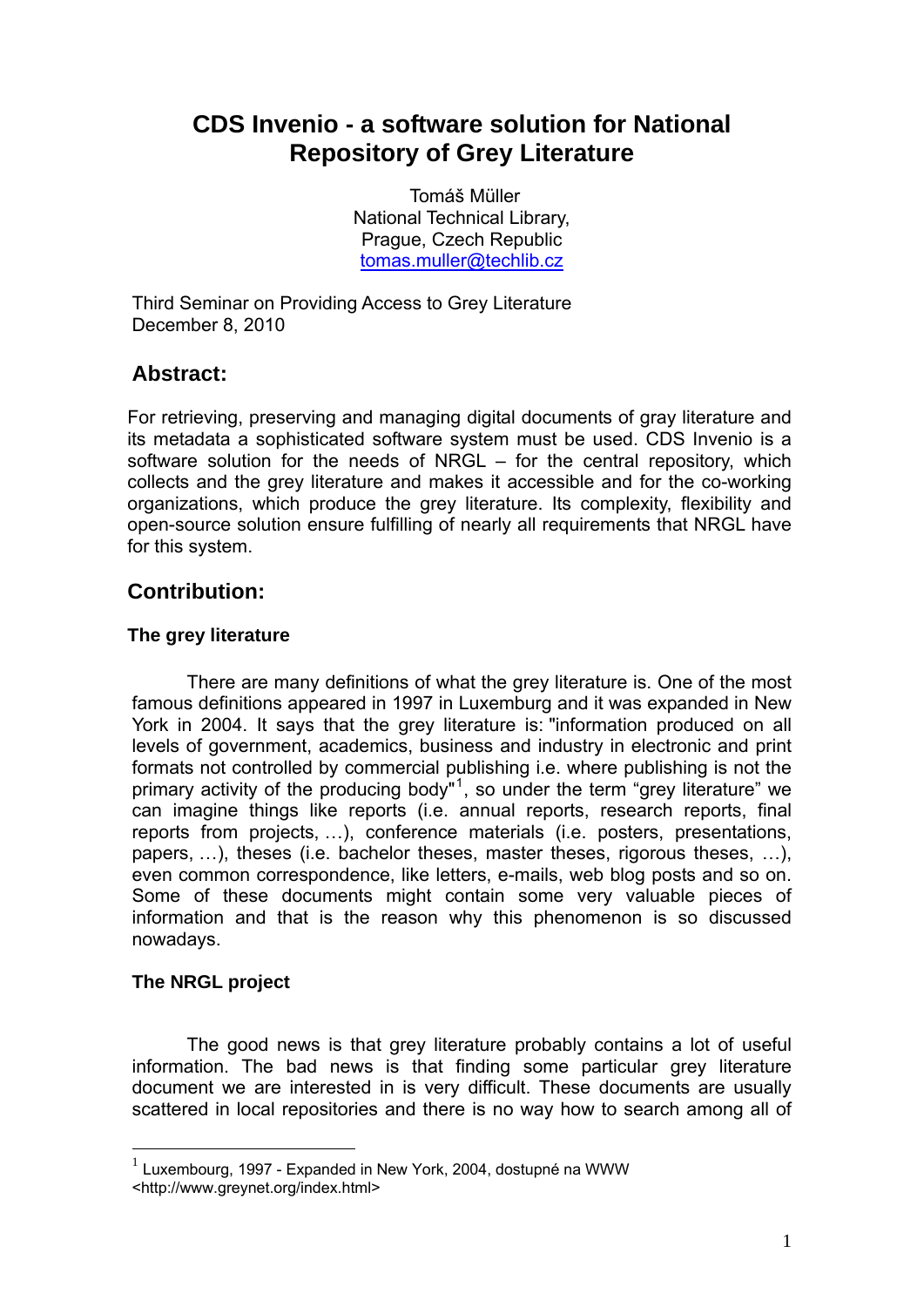# CDS Invenio - a software solution for National Repository of Grey Literature

Tomáš Müller
National Technical Library,
Prague, Czech Republic
tomas.muller@techlib.cz

Third Seminar on Providing Access to Grey Literature
December 8, 2010

## Abstract:

For retrieving, preserving and managing digital documents of gray literature and its metadata a sophisticated software system must be used. CDS Invenio is a software solution for the needs of NRGL – for the central repository, which collects and the grey literature and makes it accessible and for the co-working organizations, which produce the grey literature. Its complexity, flexibility and open-source solution ensure fulfilling of nearly all requirements that NRGL have for this system.

## Contribution:

### The grey literature

There are many definitions of what the grey literature is. One of the most famous definitions appeared in 1997 in Luxemburg and it was expanded in New York in 2004. It says that the grey literature is: "information produced on all levels of government, academics, business and industry in electronic and print formats not controlled by commercial publishing i.e. where publishing is not the primary activity of the producing body"[1], so under the term "grey literature" we can imagine things like reports (i.e. annual reports, research reports, final reports from projects, …), conference materials (i.e. posters, presentations, papers, …), theses (i.e. bachelor theses, master theses, rigorous theses, …), even common correspondence, like letters, e-mails, web blog posts and so on. Some of these documents might contain some very valuable pieces of information and that is the reason why this phenomenon is so discussed nowadays.

### The NRGL project

The good news is that grey literature probably contains a lot of useful information. The bad news is that finding some particular grey literature document we are interested in is very difficult. These documents are usually scattered in local repositories and there is no way how to search among all of

[1] Luxembourg, 1997 - Expanded in New York, 2004, dostupné na WWW <http://www.greynet.org/index.html>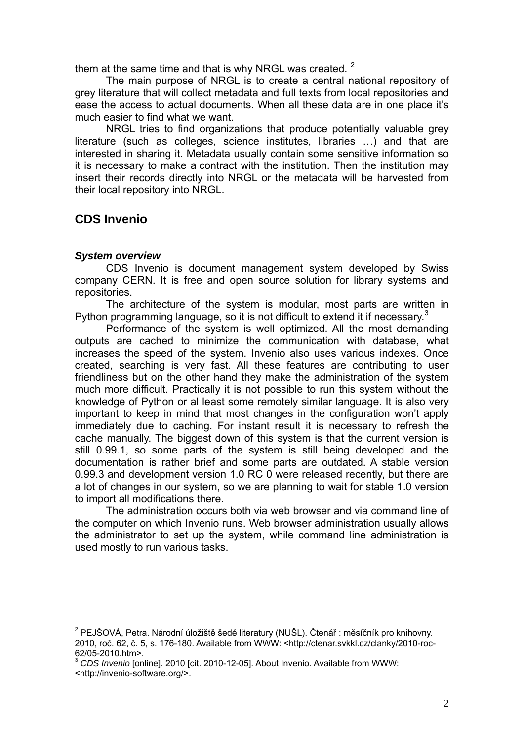them at the same time and that is why NRGL was created. [2]

The main purpose of NRGL is to create a central national repository of grey literature that will collect metadata and full texts from local repositories and ease the access to actual documents. When all these data are in one place it's much easier to find what we want.

NRGL tries to find organizations that produce potentially valuable grey literature (such as colleges, science institutes, libraries …) and that are interested in sharing it. Metadata usually contain some sensitive information so it is necessary to make a contract with the institution. Then the institution may insert their records directly into NRGL or the metadata will be harvested from their local repository into NRGL.

## CDS Invenio

### *System overview*

CDS Invenio is document management system developed by Swiss company CERN. It is free and open source solution for library systems and repositories.

The architecture of the system is modular, most parts are written in Python programming language, so it is not difficult to extend it if necessary.[3]

Performance of the system is well optimized. All the most demanding outputs are cached to minimize the communication with database, what increases the speed of the system. Invenio also uses various indexes. Once created, searching is very fast. All these features are contributing to user friendliness but on the other hand they make the administration of the system much more difficult. Practically it is not possible to run this system without the knowledge of Python or al least some remotely similar language. It is also very important to keep in mind that most changes in the configuration won't apply immediately due to caching. For instant result it is necessary to refresh the cache manually. The biggest down of this system is that the current version is still 0.99.1, so some parts of the system is still being developed and the documentation is rather brief and some parts are outdated. A stable version 0.99.3 and development version 1.0 RC 0 were released recently, but there are a lot of changes in our system, so we are planning to wait for stable 1.0 version to import all modifications there.

The administration occurs both via web browser and via command line of the computer on which Invenio runs. Web browser administration usually allows the administrator to set up the system, while command line administration is used mostly to run various tasks.

---

[2] PEJŠOVÁ, Petra. Národní úložiště šedé literatury (NUŠL). Čtenář : měsíčník pro knihovny. 2010, roč. 62, č. 5, s. 176-180. Available from WWW: <http://ctenar.svkkl.cz/clanky/2010-roc-62/05-2010.htm>.

[3] *CDS Invenio* [online]. 2010 [cit. 2010-12-05]. About Invenio. Available from WWW: <http://invenio-software.org/>.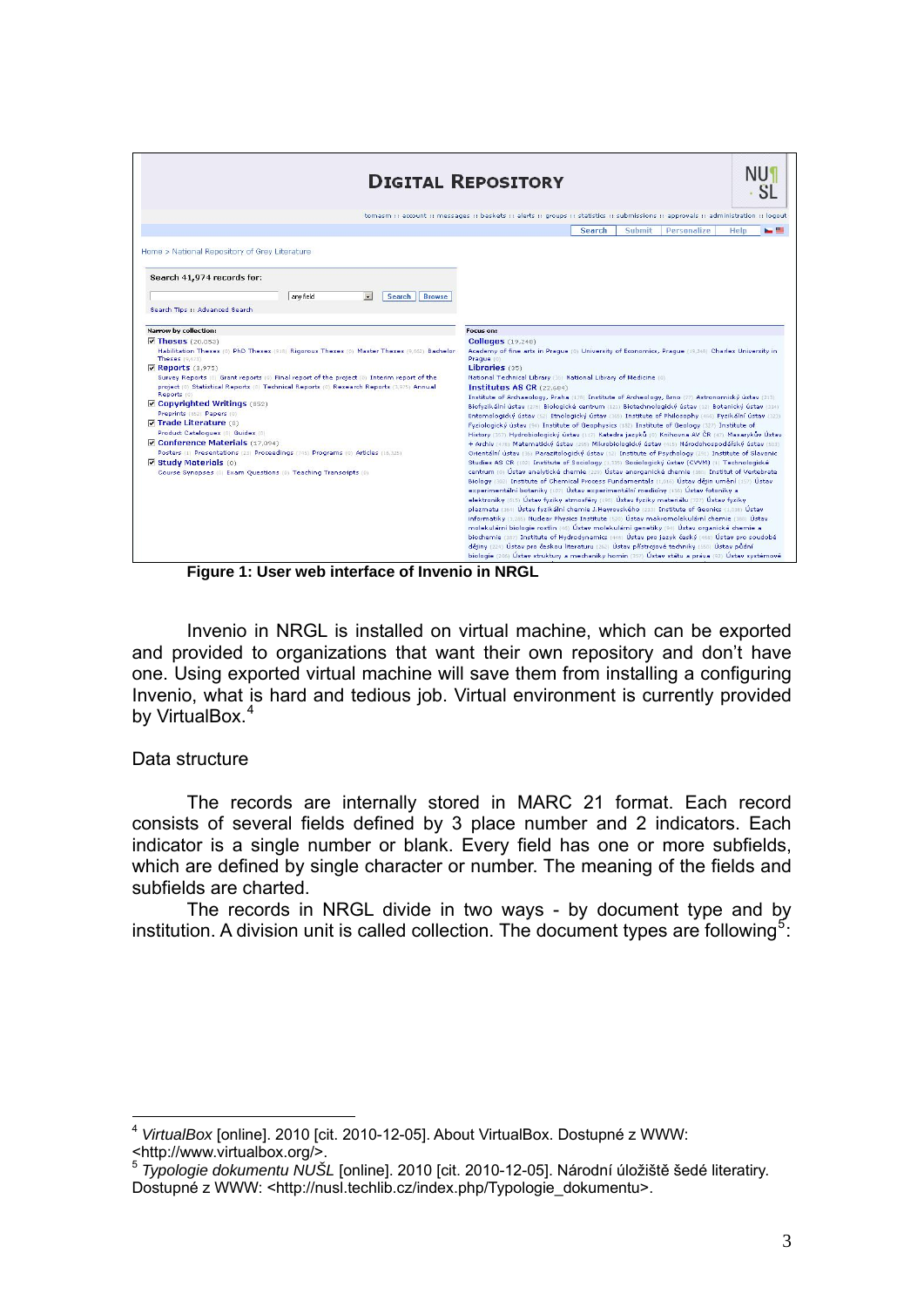**Figure 1: User web interface of Invenio in NRGL**

Invenio in NRGL is installed on virtual machine, which can be exported and provided to organizations that want their own repository and don't have one. Using exported virtual machine will save them from installing a configuring Invenio, what is hard and tedious job. Virtual environment is currently provided by VirtualBox.[4]

Data structure

The records are internally stored in MARC 21 format. Each record consists of several fields defined by 3 place number and 2 indicators. Each indicator is a single number or blank. Every field has one or more subfields, which are defined by single character or number. The meaning of the fields and subfields are charted.

The records in NRGL divide in two ways - by document type and by institution. A division unit is called collection. The document types are following[5]:

---

[4] *VirtualBox* [online]. 2010 [cit. 2010-12-05]. About VirtualBox. Dostupné z WWW: <http://www.virtualbox.org/>.

[5] *Typologie dokumentu NUŠL* [online]. 2010 [cit. 2010-12-05]. Národní úložiště šedé literatury. Dostupné z WWW: <http://nusl.techlib.cz/index.php/Typologie_dokumentu>.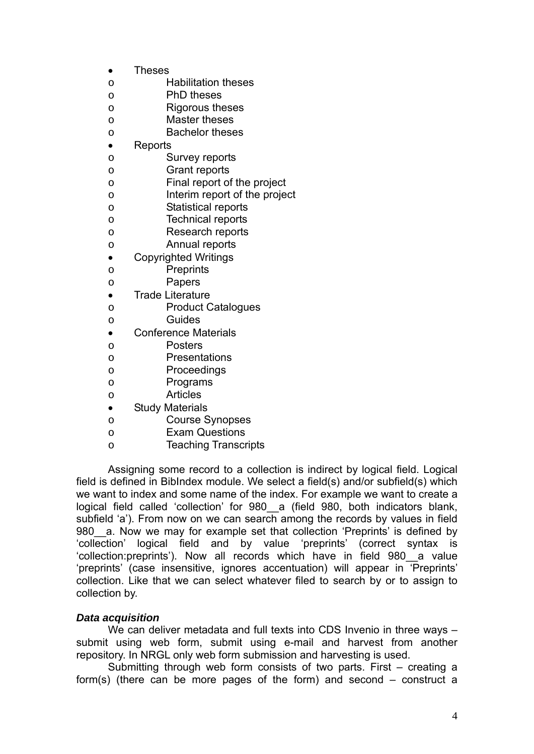- Theses
    - Habilitation theses
    - PhD theses
    - Rigorous theses
    - Master theses
    - Bachelor theses
- Reports
    - Survey reports
    - Grant reports
    - Final report of the project
    - Interim report of the project
    - Statistical reports
    - Technical reports
    - Research reports
    - Annual reports
- Copyrighted Writings
    - Preprints
    - Papers
- Trade Literature
    - Product Catalogues
    - Guides
- Conference Materials
    - Posters
    - Presentations
    - Proceedings
    - Programs
    - Articles
- Study Materials
    - Course Synopses
    - Exam Questions
    - Teaching Transcripts

Assigning some record to a collection is indirect by logical field. Logical field is defined in BibIndex module. We select a field(s) and/or subfield(s) which we want to index and some name of the index. For example we want to create a logical field called 'collection' for 980__a (field 980, both indicators blank, subfield 'a'). From now on we can search among the records by values in field 980__a. Now we may for example set that collection 'Preprints' is defined by 'collection' logical field and by value 'preprints' (correct syntax is 'collection:preprints'). Now all records which have in field 980__a value 'preprints' (case insensitive, ignores accentuation) will appear in 'Preprints' collection. Like that we can select whatever filed to search by or to assign to collection by.

***Data acquisition***

We can deliver metadata and full texts into CDS Invenio in three ways – submit using web form, submit using e-mail and harvest from another repository. In NRGL only web form submission and harvesting is used.

Submitting through web form consists of two parts. First – creating a form(s) (there can be more pages of the form) and second – construct a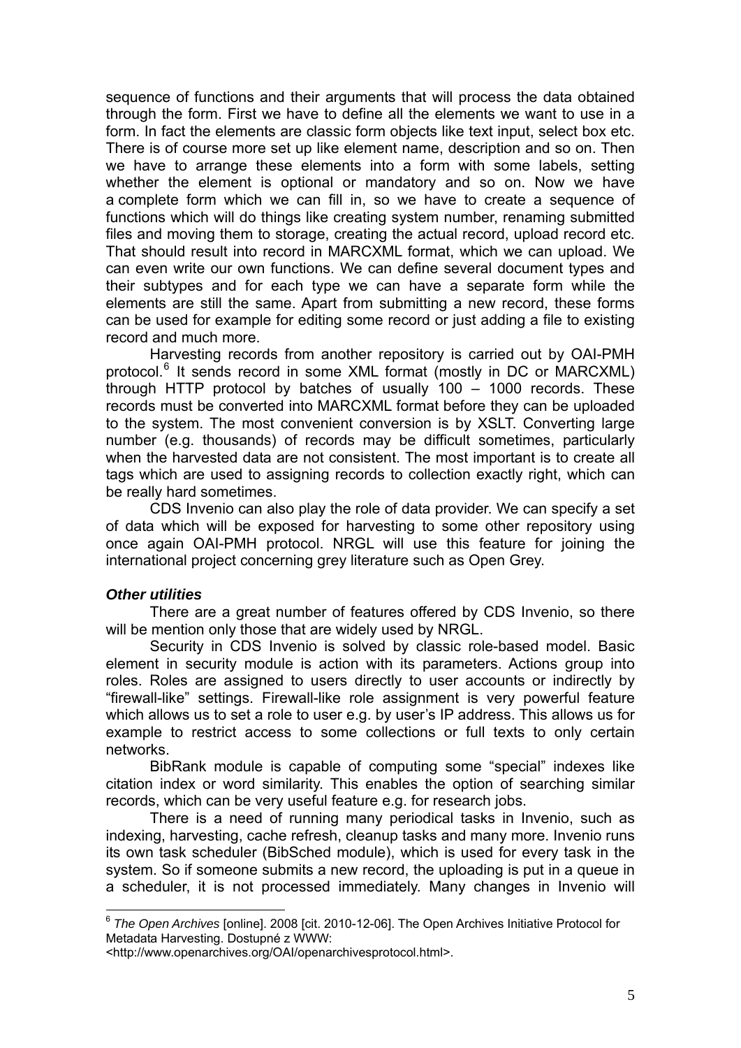sequence of functions and their arguments that will process the data obtained through the form. First we have to define all the elements we want to use in a form. In fact the elements are classic form objects like text input, select box etc. There is of course more set up like element name, description and so on. Then we have to arrange these elements into a form with some labels, setting whether the element is optional or mandatory and so on. Now we have a complete form which we can fill in, so we have to create a sequence of functions which will do things like creating system number, renaming submitted files and moving them to storage, creating the actual record, upload record etc. That should result into record in MARCXML format, which we can upload. We can even write our own functions. We can define several document types and their subtypes and for each type we can have a separate form while the elements are still the same. Apart from submitting a new record, these forms can be used for example for editing some record or just adding a file to existing record and much more.

Harvesting records from another repository is carried out by OAI-PMH protocol.[6] It sends record in some XML format (mostly in DC or MARCXML) through HTTP protocol by batches of usually 100 – 1000 records. These records must be converted into MARCXML format before they can be uploaded to the system. The most convenient conversion is by XSLT. Converting large number (e.g. thousands) of records may be difficult sometimes, particularly when the harvested data are not consistent. The most important is to create all tags which are used to assigning records to collection exactly right, which can be really hard sometimes.

CDS Invenio can also play the role of data provider. We can specify a set of data which will be exposed for harvesting to some other repository using once again OAI-PMH protocol. NRGL will use this feature for joining the international project concerning grey literature such as Open Grey.

### *Other utilities*

There are a great number of features offered by CDS Invenio, so there will be mention only those that are widely used by NRGL.

Security in CDS Invenio is solved by classic role-based model. Basic element in security module is action with its parameters. Actions group into roles. Roles are assigned to users directly to user accounts or indirectly by "firewall-like" settings. Firewall-like role assignment is very powerful feature which allows us to set a role to user e.g. by user's IP address. This allows us for example to restrict access to some collections or full texts to only certain networks.

BibRank module is capable of computing some "special" indexes like citation index or word similarity. This enables the option of searching similar records, which can be very useful feature e.g. for research jobs.

There is a need of running many periodical tasks in Invenio, such as indexing, harvesting, cache refresh, cleanup tasks and many more. Invenio runs its own task scheduler (BibSched module), which is used for every task in the system. So if someone submits a new record, the uploading is put in a queue in a scheduler, it is not processed immediately. Many changes in Invenio will

---

[6] *The Open Archives* [online]. 2008 [cit. 2010-12-06]. The Open Archives Initiative Protocol for Metadata Harvesting. Dostupné z WWW: <http://www.openarchives.org/OAI/openarchivesprotocol.html>.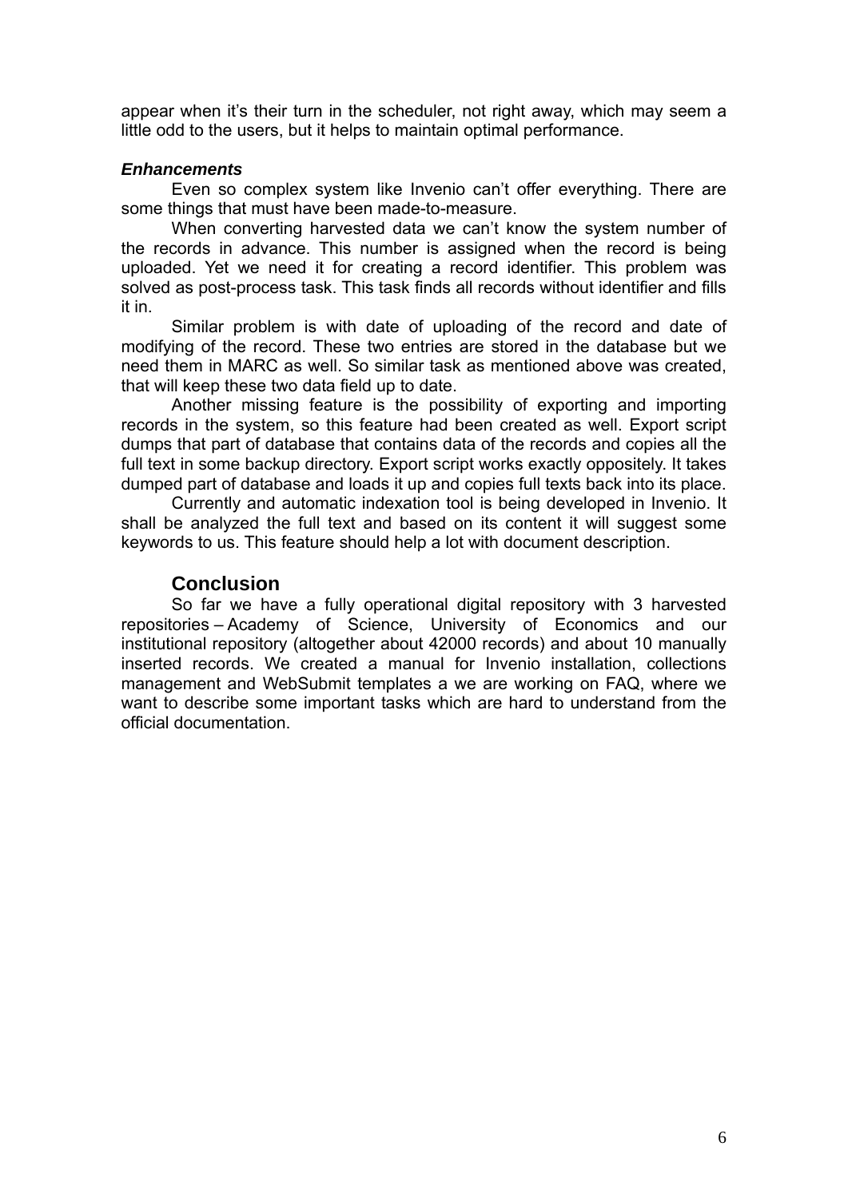appear when it's their turn in the scheduler, not right away, which may seem a little odd to the users, but it helps to maintain optimal performance.

### *Enhancements*

Even so complex system like Invenio can't offer everything. There are some things that must have been made-to-measure.

When converting harvested data we can't know the system number of the records in advance. This number is assigned when the record is being uploaded. Yet we need it for creating a record identifier. This problem was solved as post-process task. This task finds all records without identifier and fills it in.

Similar problem is with date of uploading of the record and date of modifying of the record. These two entries are stored in the database but we need them in MARC as well. So similar task as mentioned above was created, that will keep these two data field up to date.

Another missing feature is the possibility of exporting and importing records in the system, so this feature had been created as well. Export script dumps that part of database that contains data of the records and copies all the full text in some backup directory. Export script works exactly oppositely. It takes dumped part of database and loads it up and copies full texts back into its place.

Currently and automatic indexation tool is being developed in Invenio. It shall be analyzed the full text and based on its content it will suggest some keywords to us. This feature should help a lot with document description.

## Conclusion

So far we have a fully operational digital repository with 3 harvested repositories – Academy of Science, University of Economics and our institutional repository (altogether about 42000 records) and about 10 manually inserted records. We created a manual for Invenio installation, collections management and WebSubmit templates a we are working on FAQ, where we want to describe some important tasks which are hard to understand from the official documentation.